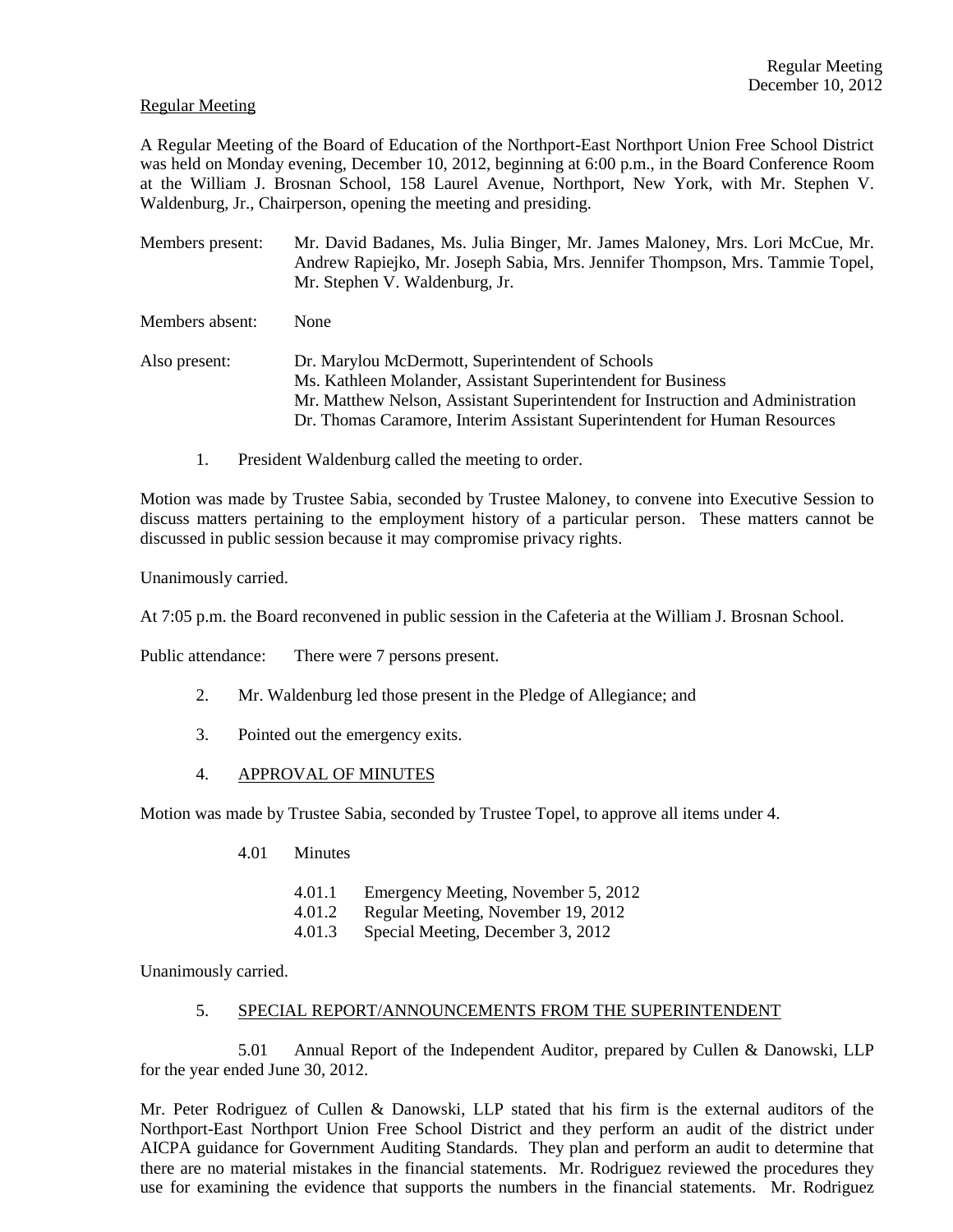Regular Meeting

A Regular Meeting of the Board of Education of the Northport-East Northport Union Free School District was held on Monday evening, December 10, 2012, beginning at 6:00 p.m., in the Board Conference Room at the William J. Brosnan School, 158 Laurel Avenue, Northport, New York, with Mr. Stephen V. Waldenburg, Jr., Chairperson, opening the meeting and presiding.

Members present: Mr. David Badanes, Ms. Julia Binger, Mr. James Maloney, Mrs. Lori McCue, Mr. Andrew Rapiejko, Mr. Joseph Sabia, Mrs. Jennifer Thompson, Mrs. Tammie Topel, Mr. Stephen V. Waldenburg, Jr.

Members absent: None

Also present: Dr. Marylou McDermott, Superintendent of Schools
Ms. Kathleen Molander, Assistant Superintendent for Business
Mr. Matthew Nelson, Assistant Superintendent for Instruction and Administration
Dr. Thomas Caramore, Interim Assistant Superintendent for Human Resources

1. President Waldenburg called the meeting to order.

Motion was made by Trustee Sabia, seconded by Trustee Maloney, to convene into Executive Session to discuss matters pertaining to the employment history of a particular person. These matters cannot be discussed in public session because it may compromise privacy rights.

Unanimously carried.

At 7:05 p.m. the Board reconvened in public session in the Cafeteria at the William J. Brosnan School.

Public attendance: There were 7 persons present.

2. Mr. Waldenburg led those present in the Pledge of Allegiance; and

3. Pointed out the emergency exits.

4. APPROVAL OF MINUTES

Motion was made by Trustee Sabia, seconded by Trustee Topel, to approve all items under 4.

4.01 Minutes

4.01.1 Emergency Meeting, November 5, 2012
4.01.2 Regular Meeting, November 19, 2012
4.01.3 Special Meeting, December 3, 2012

Unanimously carried.

5. SPECIAL REPORT/ANNOUNCEMENTS FROM THE SUPERINTENDENT

5.01 Annual Report of the Independent Auditor, prepared by Cullen & Danowski, LLP for the year ended June 30, 2012.

Mr. Peter Rodriguez of Cullen & Danowski, LLP stated that his firm is the external auditors of the Northport-East Northport Union Free School District and they perform an audit of the district under AICPA guidance for Government Auditing Standards. They plan and perform an audit to determine that there are no material mistakes in the financial statements. Mr. Rodriguez reviewed the procedures they use for examining the evidence that supports the numbers in the financial statements. Mr. Rodriguez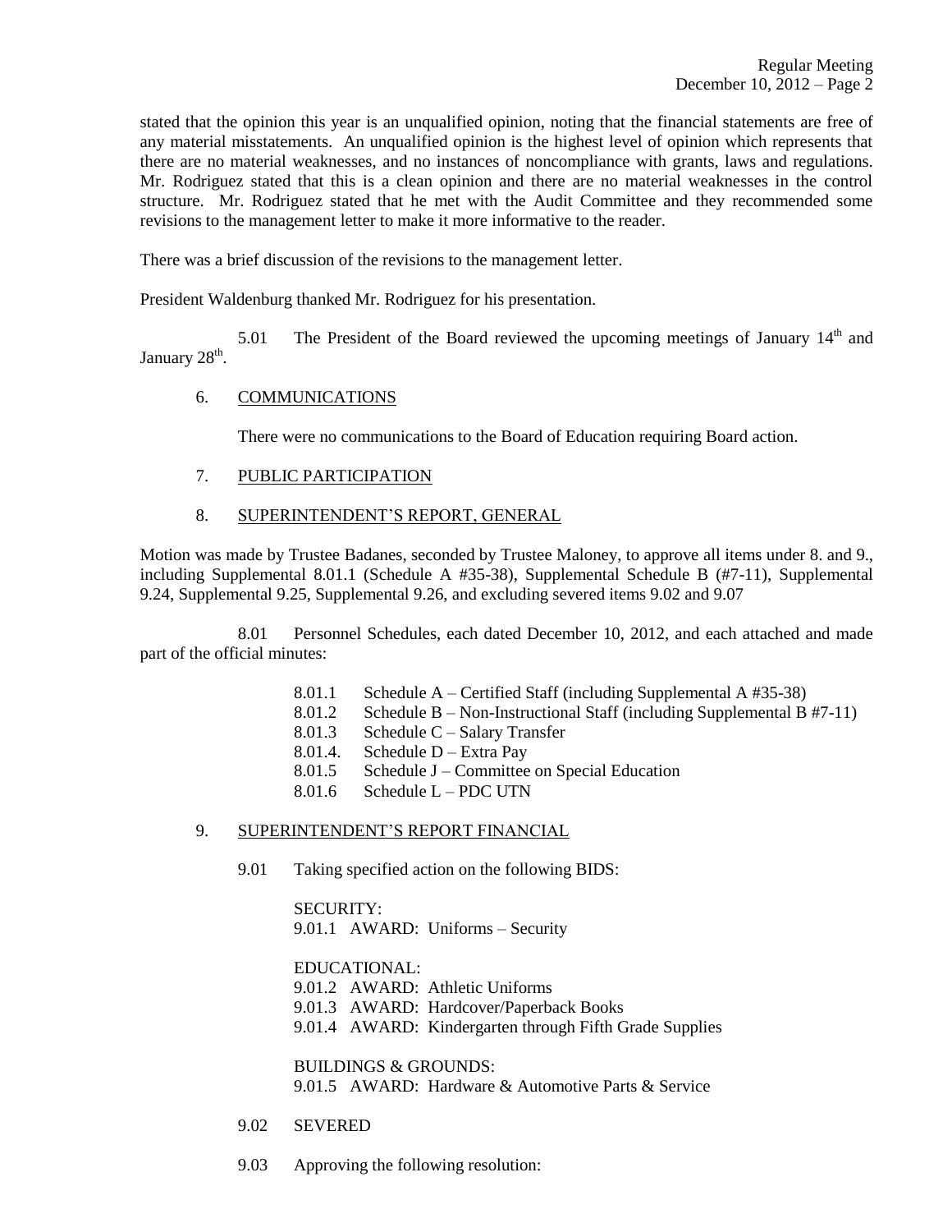stated that the opinion this year is an unqualified opinion, noting that the financial statements are free of any material misstatements. An unqualified opinion is the highest level of opinion which represents that there are no material weaknesses, and no instances of noncompliance with grants, laws and regulations. Mr. Rodriguez stated that this is a clean opinion and there are no material weaknesses in the control structure. Mr. Rodriguez stated that he met with the Audit Committee and they recommended some revisions to the management letter to make it more informative to the reader.

There was a brief discussion of the revisions to the management letter.

President Waldenburg thanked Mr. Rodriguez for his presentation.

5.01 The President of the Board reviewed the upcoming meetings of January 14th and January 28th.

6. COMMUNICATIONS

There were no communications to the Board of Education requiring Board action.

7. PUBLIC PARTICIPATION

8. SUPERINTENDENT'S REPORT, GENERAL

Motion was made by Trustee Badanes, seconded by Trustee Maloney, to approve all items under 8. and 9., including Supplemental 8.01.1 (Schedule A #35-38), Supplemental Schedule B (#7-11), Supplemental 9.24, Supplemental 9.25, Supplemental 9.26, and excluding severed items 9.02 and 9.07

8.01 Personnel Schedules, each dated December 10, 2012, and each attached and made part of the official minutes:

- 8.01.1 Schedule A – Certified Staff (including Supplemental A #35-38)
- 8.01.2 Schedule B – Non-Instructional Staff (including Supplemental B #7-11)
- 8.01.3 Schedule C – Salary Transfer
- 8.01.4. Schedule D – Extra Pay
- 8.01.5 Schedule J – Committee on Special Education
- 8.01.6 Schedule L – PDC UTN

9. SUPERINTENDENT'S REPORT FINANCIAL

9.01 Taking specified action on the following BIDS:

SECURITY:
9.01.1 AWARD: Uniforms – Security

EDUCATIONAL:
9.01.2 AWARD: Athletic Uniforms
9.01.3 AWARD: Hardcover/Paperback Books
9.01.4 AWARD: Kindergarten through Fifth Grade Supplies

BUILDINGS & GROUNDS:
9.01.5 AWARD: Hardware & Automotive Parts & Service

9.02 SEVERED

9.03 Approving the following resolution: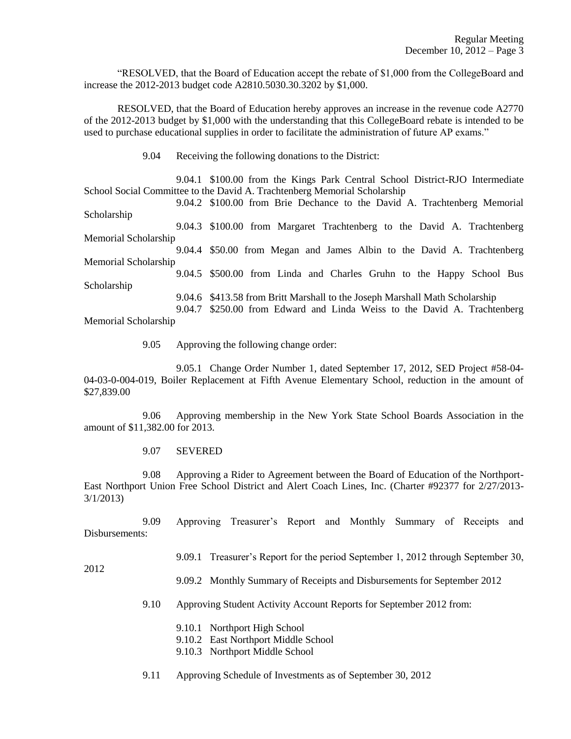"RESOLVED, that the Board of Education accept the rebate of $1,000 from the CollegeBoard and increase the 2012-2013 budget code A2810.5030.30.3202 by $1,000.

RESOLVED, that the Board of Education hereby approves an increase in the revenue code A2770 of the 2012-2013 budget by $1,000 with the understanding that this CollegeBoard rebate is intended to be used to purchase educational supplies in order to facilitate the administration of future AP exams."

9.04 Receiving the following donations to the District:

9.04.1 $100.00 from the Kings Park Central School District-RJO Intermediate School Social Committee to the David A. Trachtenberg Memorial Scholarship

9.04.2 $100.00 from Brie Dechance to the David A. Trachtenberg Memorial Scholarship

9.04.3 $100.00 from Margaret Trachtenberg to the David A. Trachtenberg Memorial Scholarship

9.04.4 $50.00 from Megan and James Albin to the David A. Trachtenberg Memorial Scholarship

9.04.5 $500.00 from Linda and Charles Gruhn to the Happy School Bus Scholarship

9.04.6 $413.58 from Britt Marshall to the Joseph Marshall Math Scholarship

9.04.7 $250.00 from Edward and Linda Weiss to the David A. Trachtenberg Memorial Scholarship

9.05 Approving the following change order:

9.05.1 Change Order Number 1, dated September 17, 2012, SED Project #58-04-04-03-0-004-019, Boiler Replacement at Fifth Avenue Elementary School, reduction in the amount of $27,839.00

9.06 Approving membership in the New York State School Boards Association in the amount of $11,382.00 for 2013.

9.07 SEVERED

9.08 Approving a Rider to Agreement between the Board of Education of the Northport-East Northport Union Free School District and Alert Coach Lines, Inc. (Charter #92377 for 2/27/2013-3/1/2013)

9.09 Approving Treasurer's Report and Monthly Summary of Receipts and Disbursements:

9.09.1 Treasurer's Report for the period September 1, 2012 through September 30, 2012

9.09.2 Monthly Summary of Receipts and Disbursements for September 2012

9.10 Approving Student Activity Account Reports for September 2012 from:

9.10.1 Northport High School
9.10.2 East Northport Middle School
9.10.3 Northport Middle School

9.11 Approving Schedule of Investments as of September 30, 2012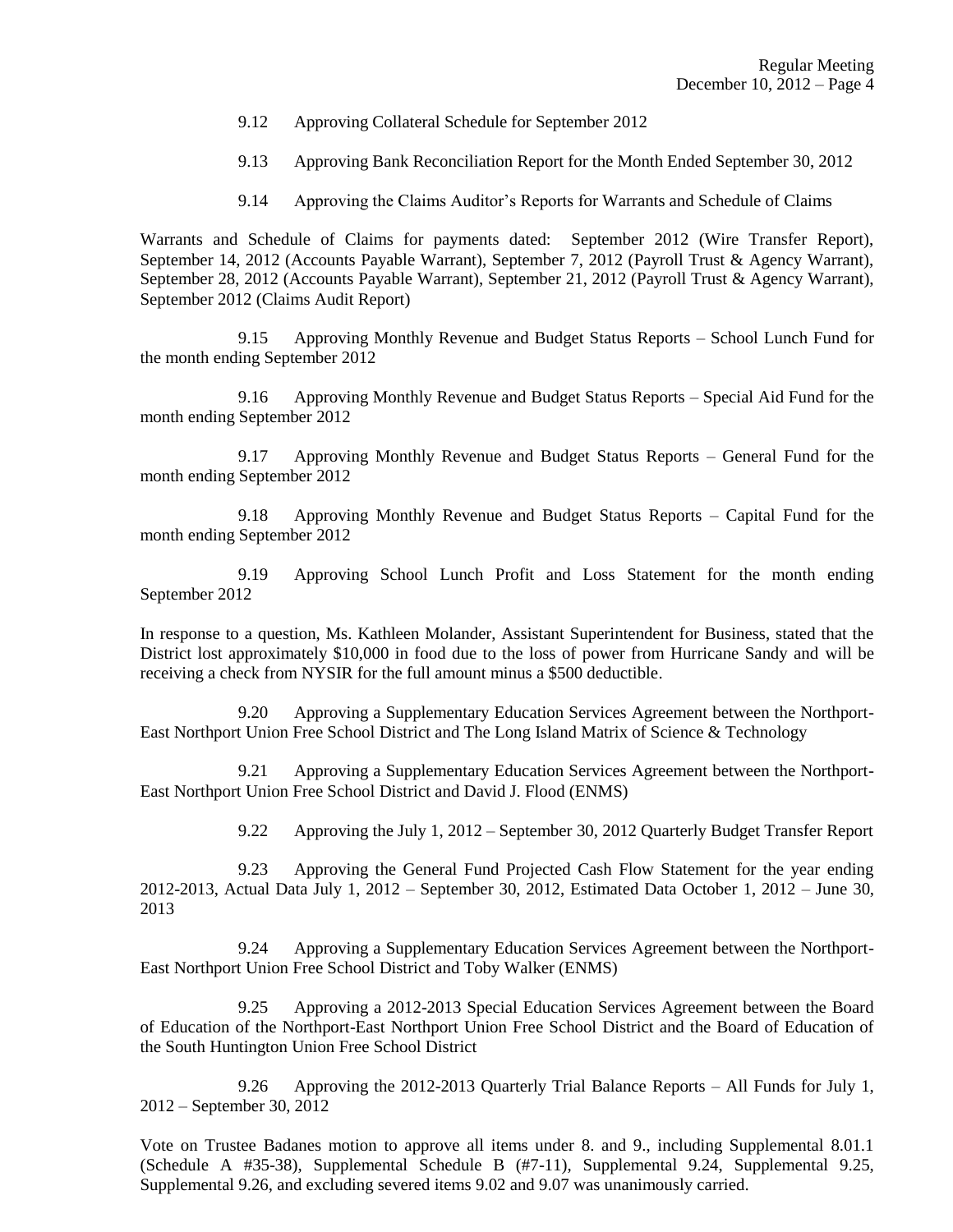9.12 Approving Collateral Schedule for September 2012

9.13 Approving Bank Reconciliation Report for the Month Ended September 30, 2012

9.14 Approving the Claims Auditor's Reports for Warrants and Schedule of Claims

Warrants and Schedule of Claims for payments dated: September 2012 (Wire Transfer Report), September 14, 2012 (Accounts Payable Warrant), September 7, 2012 (Payroll Trust & Agency Warrant), September 28, 2012 (Accounts Payable Warrant), September 21, 2012 (Payroll Trust & Agency Warrant), September 2012 (Claims Audit Report)

9.15 Approving Monthly Revenue and Budget Status Reports – School Lunch Fund for the month ending September 2012

9.16 Approving Monthly Revenue and Budget Status Reports – Special Aid Fund for the month ending September 2012

9.17 Approving Monthly Revenue and Budget Status Reports – General Fund for the month ending September 2012

9.18 Approving Monthly Revenue and Budget Status Reports – Capital Fund for the month ending September 2012

9.19 Approving School Lunch Profit and Loss Statement for the month ending September 2012

In response to a question, Ms. Kathleen Molander, Assistant Superintendent for Business, stated that the District lost approximately $10,000 in food due to the loss of power from Hurricane Sandy and will be receiving a check from NYSIR for the full amount minus a $500 deductible.

9.20 Approving a Supplementary Education Services Agreement between the Northport-East Northport Union Free School District and The Long Island Matrix of Science & Technology

9.21 Approving a Supplementary Education Services Agreement between the Northport-East Northport Union Free School District and David J. Flood (ENMS)

9.22 Approving the July 1, 2012 – September 30, 2012 Quarterly Budget Transfer Report

9.23 Approving the General Fund Projected Cash Flow Statement for the year ending 2012-2013, Actual Data July 1, 2012 – September 30, 2012, Estimated Data October 1, 2012 – June 30, 2013

9.24 Approving a Supplementary Education Services Agreement between the Northport-East Northport Union Free School District and Toby Walker (ENMS)

9.25 Approving a 2012-2013 Special Education Services Agreement between the Board of Education of the Northport-East Northport Union Free School District and the Board of Education of the South Huntington Union Free School District

9.26 Approving the 2012-2013 Quarterly Trial Balance Reports – All Funds for July 1, 2012 – September 30, 2012

Vote on Trustee Badanes motion to approve all items under 8. and 9., including Supplemental 8.01.1 (Schedule A #35-38), Supplemental Schedule B (#7-11), Supplemental 9.24, Supplemental 9.25, Supplemental 9.26, and excluding severed items 9.02 and 9.07 was unanimously carried.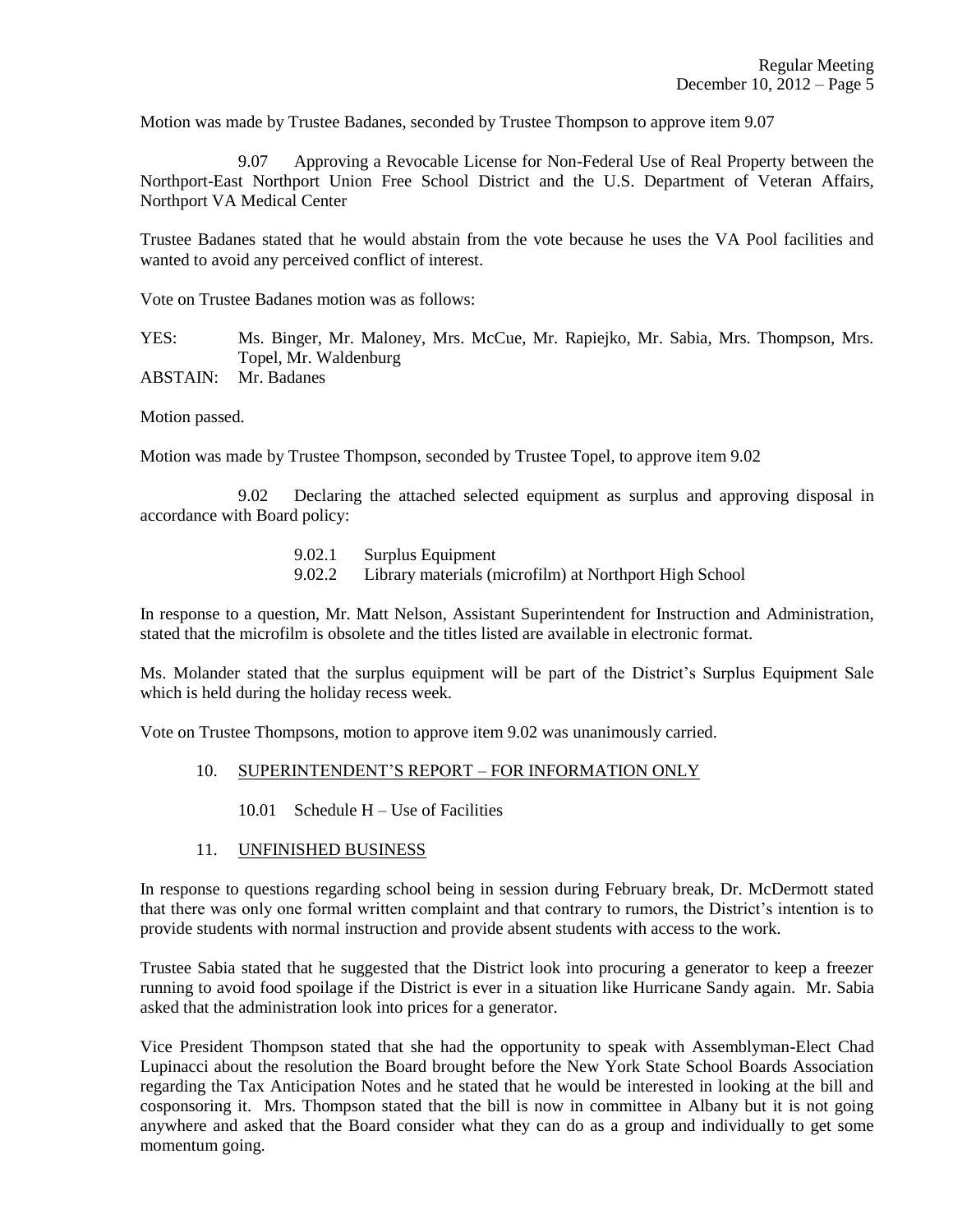Motion was made by Trustee Badanes, seconded by Trustee Thompson to approve item 9.07

9.07 Approving a Revocable License for Non-Federal Use of Real Property between the Northport-East Northport Union Free School District and the U.S. Department of Veteran Affairs, Northport VA Medical Center

Trustee Badanes stated that he would abstain from the vote because he uses the VA Pool facilities and wanted to avoid any perceived conflict of interest.

Vote on Trustee Badanes motion was as follows:

YES: Ms. Binger, Mr. Maloney, Mrs. McCue, Mr. Rapiejko, Mr. Sabia, Mrs. Thompson, Mrs. Topel, Mr. Waldenburg

ABSTAIN: Mr. Badanes

Motion passed.

Motion was made by Trustee Thompson, seconded by Trustee Topel, to approve item 9.02

9.02 Declaring the attached selected equipment as surplus and approving disposal in accordance with Board policy:

- 9.02.1 Surplus Equipment
- 9.02.2 Library materials (microfilm) at Northport High School

In response to a question, Mr. Matt Nelson, Assistant Superintendent for Instruction and Administration, stated that the microfilm is obsolete and the titles listed are available in electronic format.

Ms. Molander stated that the surplus equipment will be part of the District's Surplus Equipment Sale which is held during the holiday recess week.

Vote on Trustee Thompsons, motion to approve item 9.02 was unanimously carried.

## 10. SUPERINTENDENT'S REPORT – FOR INFORMATION ONLY

10.01 Schedule H – Use of Facilities

## 11. UNFINISHED BUSINESS

In response to questions regarding school being in session during February break, Dr. McDermott stated that there was only one formal written complaint and that contrary to rumors, the District's intention is to provide students with normal instruction and provide absent students with access to the work.

Trustee Sabia stated that he suggested that the District look into procuring a generator to keep a freezer running to avoid food spoilage if the District is ever in a situation like Hurricane Sandy again. Mr. Sabia asked that the administration look into prices for a generator.

Vice President Thompson stated that she had the opportunity to speak with Assemblyman-Elect Chad Lupinacci about the resolution the Board brought before the New York State School Boards Association regarding the Tax Anticipation Notes and he stated that he would be interested in looking at the bill and cosponsoring it. Mrs. Thompson stated that the bill is now in committee in Albany but it is not going anywhere and asked that the Board consider what they can do as a group and individually to get some momentum going.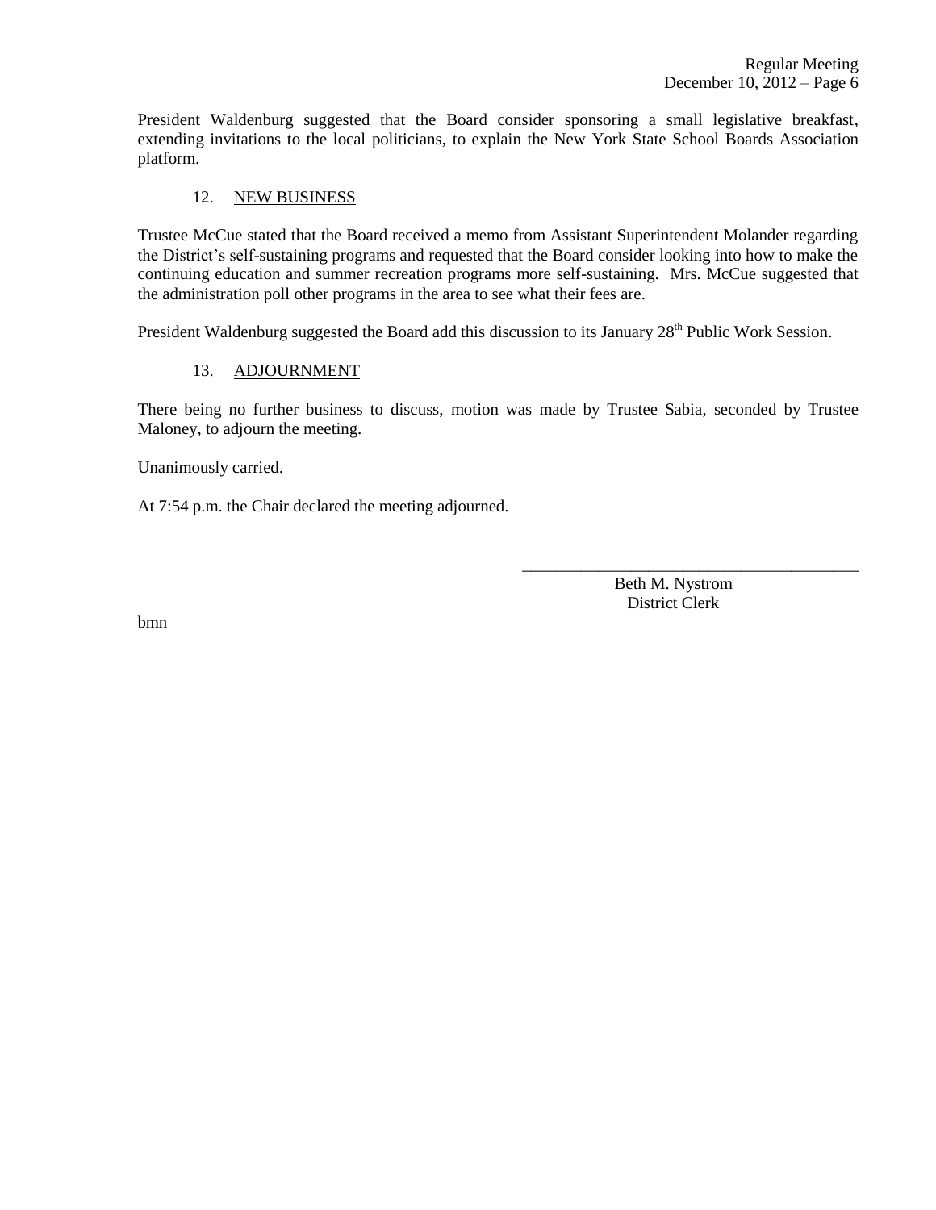President Waldenburg suggested that the Board consider sponsoring a small legislative breakfast, extending invitations to the local politicians, to explain the New York State School Boards Association platform.

## 12. NEW BUSINESS

Trustee McCue stated that the Board received a memo from Assistant Superintendent Molander regarding the District's self-sustaining programs and requested that the Board consider looking into how to make the continuing education and summer recreation programs more self-sustaining. Mrs. McCue suggested that the administration poll other programs in the area to see what their fees are.

President Waldenburg suggested the Board add this discussion to its January 28th Public Work Session.

## 13. ADJOURNMENT

There being no further business to discuss, motion was made by Trustee Sabia, seconded by Trustee Maloney, to adjourn the meeting.

Unanimously carried.

At 7:54 p.m. the Chair declared the meeting adjourned.

\_\_\_\_\_\_\_\_\_\_\_\_\_\_\_\_\_\_\_\_\_\_\_\_\_\_\_\_\_\_\_\_\_\_\_\_\_\_\_\_

Beth M. Nystrom
District Clerk

bmn